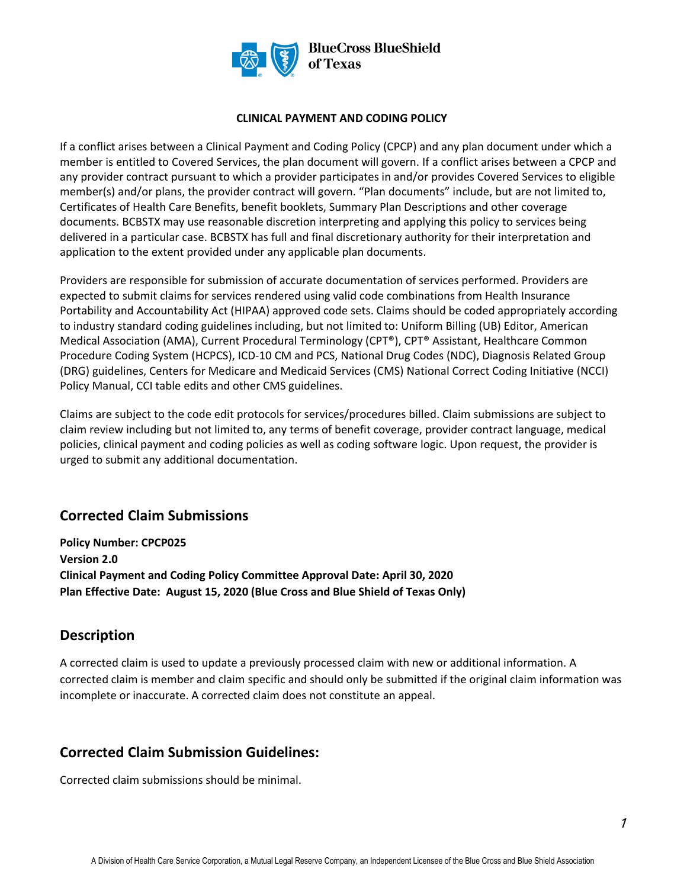**CLINICAL PAYMENT AND CODING POLICY**

If a conflict arises between a Clinical Payment and Coding Policy (CPCP) and any plan document under which a member is entitled to Covered Services, the plan document will govern. If a conflict arises between a CPCP and any provider contract pursuant to which a provider participates in and/or provides Covered Services to eligible member(s) and/or plans, the provider contract will govern. "Plan documents" include, but are not limited to, Certificates of Health Care Benefits, benefit booklets, Summary Plan Descriptions and other coverage documents. BCBSTX may use reasonable discretion interpreting and applying this policy to services being delivered in a particular case. BCBSTX has full and final discretionary authority for their interpretation and application to the extent provided under any applicable plan documents.

Providers are responsible for submission of accurate documentation of services performed. Providers are expected to submit claims for services rendered using valid code combinations from Health Insurance Portability and Accountability Act (HIPAA) approved code sets. Claims should be coded appropriately according to industry standard coding guidelines including, but not limited to: Uniform Billing (UB) Editor, American Medical Association (AMA), Current Procedural Terminology (CPT®), CPT® Assistant, Healthcare Common Procedure Coding System (HCPCS), ICD-10 CM and PCS, National Drug Codes (NDC), Diagnosis Related Group (DRG) guidelines, Centers for Medicare and Medicaid Services (CMS) National Correct Coding Initiative (NCCI) Policy Manual, CCI table edits and other CMS guidelines.

Claims are subject to the code edit protocols for services/procedures billed. Claim submissions are subject to claim review including but not limited to, any terms of benefit coverage, provider contract language, medical policies, clinical payment and coding policies as well as coding software logic. Upon request, the provider is urged to submit any additional documentation.

## Corrected Claim Submissions

**Policy Number: CPCP025**
**Version 2.0**
**Clinical Payment and Coding Policy Committee Approval Date: April 30, 2020**
**Plan Effective Date: August 15, 2020 (Blue Cross and Blue Shield of Texas Only)**

## Description

A corrected claim is used to update a previously processed claim with new or additional information. A corrected claim is member and claim specific and should only be submitted if the original claim information was incomplete or inaccurate. A corrected claim does not constitute an appeal.

## Corrected Claim Submission Guidelines:

Corrected claim submissions should be minimal.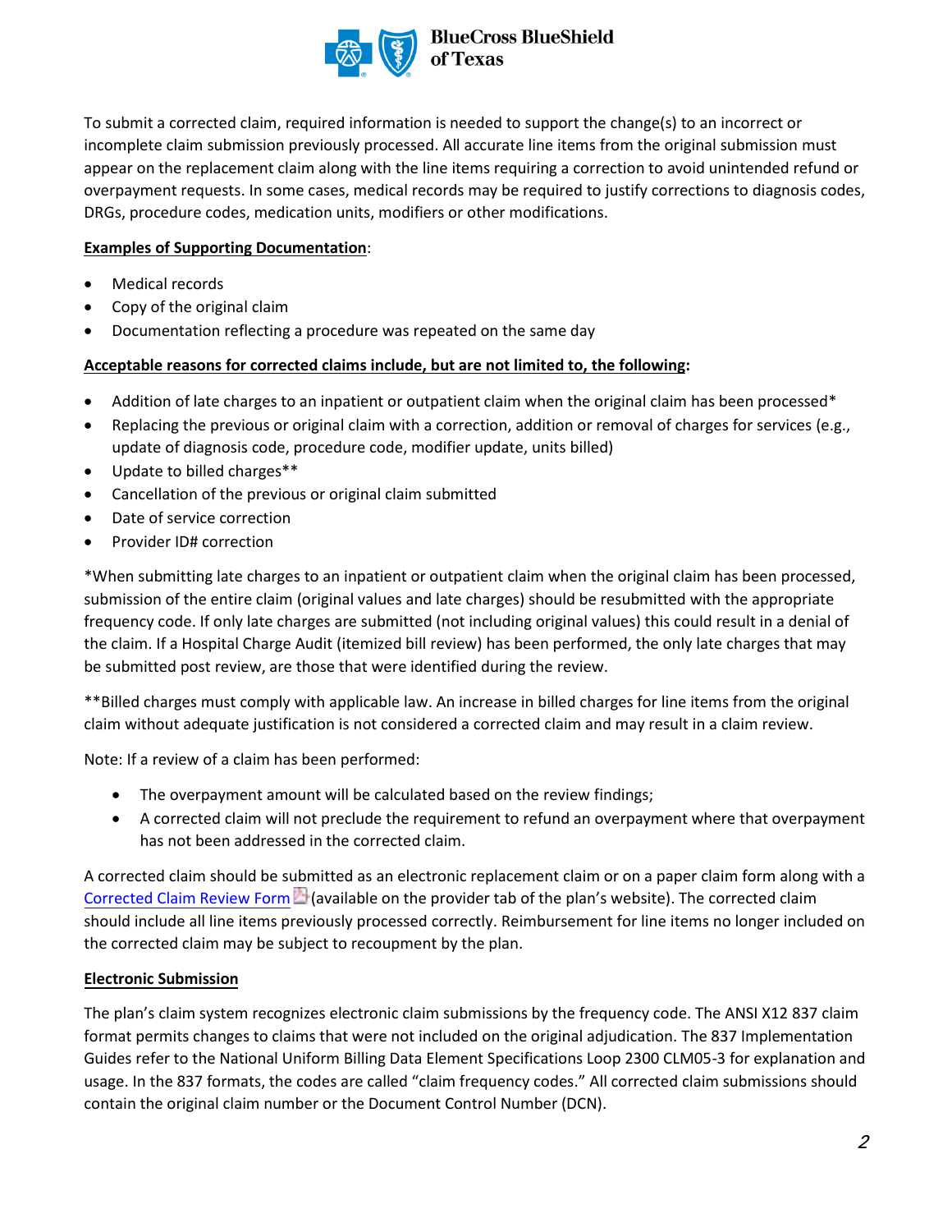To submit a corrected claim, required information is needed to support the change(s) to an incorrect or incomplete claim submission previously processed. All accurate line items from the original submission must appear on the replacement claim along with the line items requiring a correction to avoid unintended refund or overpayment requests. In some cases, medical records may be required to justify corrections to diagnosis codes, DRGs, procedure codes, medication units, modifiers or other modifications.

**Examples of Supporting Documentation**:

- Medical records
- Copy of the original claim
- Documentation reflecting a procedure was repeated on the same day

**Acceptable reasons for corrected claims include, but are not limited to, the following:**

- Addition of late charges to an inpatient or outpatient claim when the original claim has been processed*
- Replacing the previous or original claim with a correction, addition or removal of charges for services (e.g., update of diagnosis code, procedure code, modifier update, units billed)
- Update to billed charges**
- Cancellation of the previous or original claim submitted
- Date of service correction
- Provider ID# correction

*When submitting late charges to an inpatient or outpatient claim when the original claim has been processed, submission of the entire claim (original values and late charges) should be resubmitted with the appropriate frequency code. If only late charges are submitted (not including original values) this could result in a denial of the claim. If a Hospital Charge Audit (itemized bill review) has been performed, the only late charges that may be submitted post review, are those that were identified during the review.

**Billed charges must comply with applicable law. An increase in billed charges for line items from the original claim without adequate justification is not considered a corrected claim and may result in a claim review.

Note: If a review of a claim has been performed:

- The overpayment amount will be calculated based on the review findings;
- A corrected claim will not preclude the requirement to refund an overpayment where that overpayment has not been addressed in the corrected claim.

A corrected claim should be submitted as an electronic replacement claim or on a paper claim form along with a Corrected Claim Review Form (available on the provider tab of the plan's website). The corrected claim should include all line items previously processed correctly. Reimbursement for line items no longer included on the corrected claim may be subject to recoupment by the plan.

**Electronic Submission**

The plan's claim system recognizes electronic claim submissions by the frequency code. The ANSI X12 837 claim format permits changes to claims that were not included on the original adjudication. The 837 Implementation Guides refer to the National Uniform Billing Data Element Specifications Loop 2300 CLM05-3 for explanation and usage. In the 837 formats, the codes are called "claim frequency codes." All corrected claim submissions should contain the original claim number or the Document Control Number (DCN).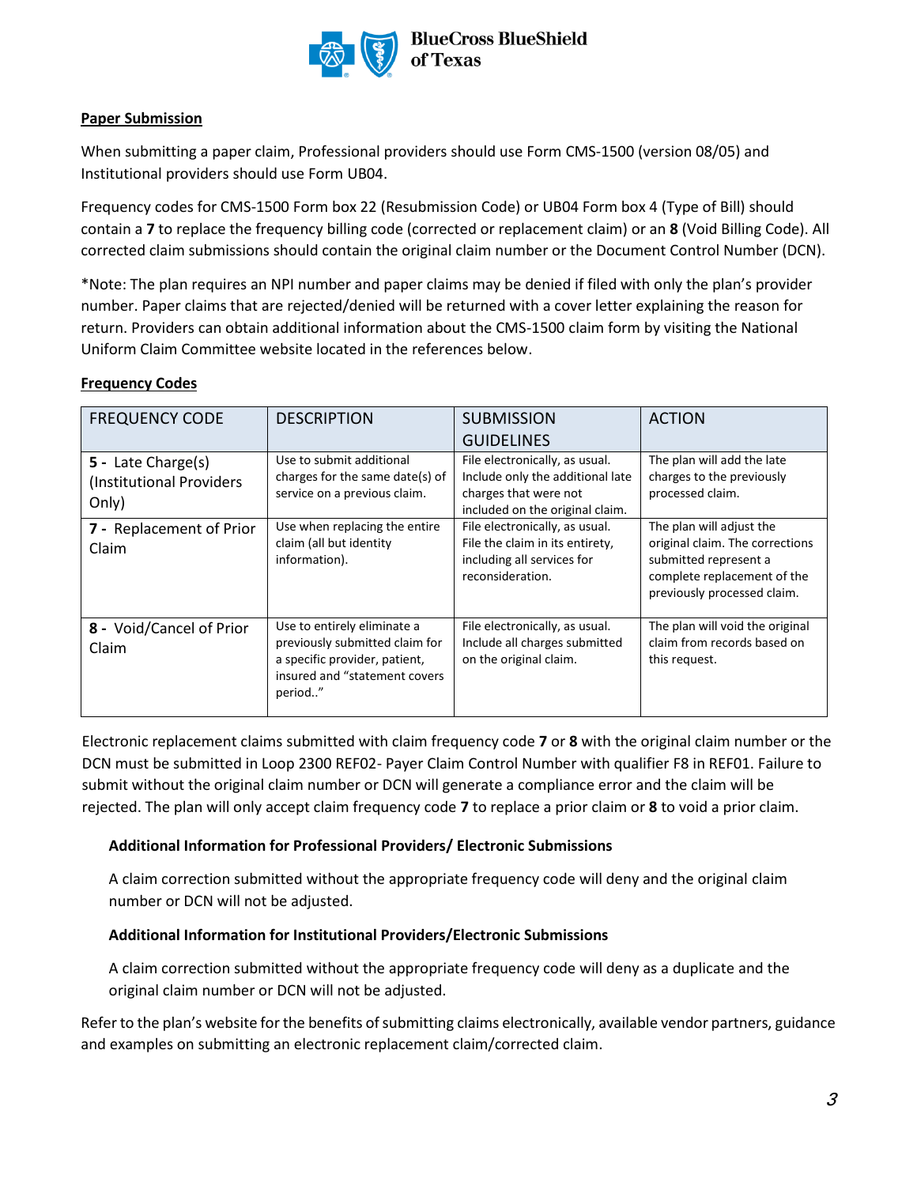## Paper Submission

When submitting a paper claim, Professional providers should use Form CMS-1500 (version 08/05) and Institutional providers should use Form UB04.

Frequency codes for CMS-1500 Form box 22 (Resubmission Code) or UB04 Form box 4 (Type of Bill) should contain a **7** to replace the frequency billing code (corrected or replacement claim) or an **8** (Void Billing Code). All corrected claim submissions should contain the original claim number or the Document Control Number (DCN).

*Note: The plan requires an NPI number and paper claims may be denied if filed with only the plan's provider number. Paper claims that are rejected/denied will be returned with a cover letter explaining the reason for return. Providers can obtain additional information about the CMS-1500 claim form by visiting the National Uniform Claim Committee website located in the references below.

## Frequency Codes

| FREQUENCY CODE | DESCRIPTION | SUBMISSION GUIDELINES | ACTION |
|---|---|---|---|
| **5 -** Late Charge(s) (Institutional Providers Only) | Use to submit additional charges for the same date(s) of service on a previous claim. | File electronically, as usual. Include only the additional late charges that were not included on the original claim. | The plan will add the late charges to the previously processed claim. |
| **7 -** Replacement of Prior Claim | Use when replacing the entire claim (all but identity information). | File electronically, as usual. File the claim in its entirety, including all services for reconsideration. | The plan will adjust the original claim. The corrections submitted represent a complete replacement of the previously processed claim. |
| **8 -** Void/Cancel of Prior Claim | Use to entirely eliminate a previously submitted claim for a specific provider, patient, insured and "statement covers period.." | File electronically, as usual. Include all charges submitted on the original claim. | The plan will void the original claim from records based on this request. |

Electronic replacement claims submitted with claim frequency code **7** or **8** with the original claim number or the DCN must be submitted in Loop 2300 REF02- Payer Claim Control Number with qualifier F8 in REF01. Failure to submit without the original claim number or DCN will generate a compliance error and the claim will be rejected. The plan will only accept claim frequency code **7** to replace a prior claim or **8** to void a prior claim.

### Additional Information for Professional Providers/ Electronic Submissions

A claim correction submitted without the appropriate frequency code will deny and the original claim number or DCN will not be adjusted.

### Additional Information for Institutional Providers/Electronic Submissions

A claim correction submitted without the appropriate frequency code will deny as a duplicate and the original claim number or DCN will not be adjusted.

Refer to the plan's website for the benefits of submitting claims electronically, available vendor partners, guidance and examples on submitting an electronic replacement claim/corrected claim.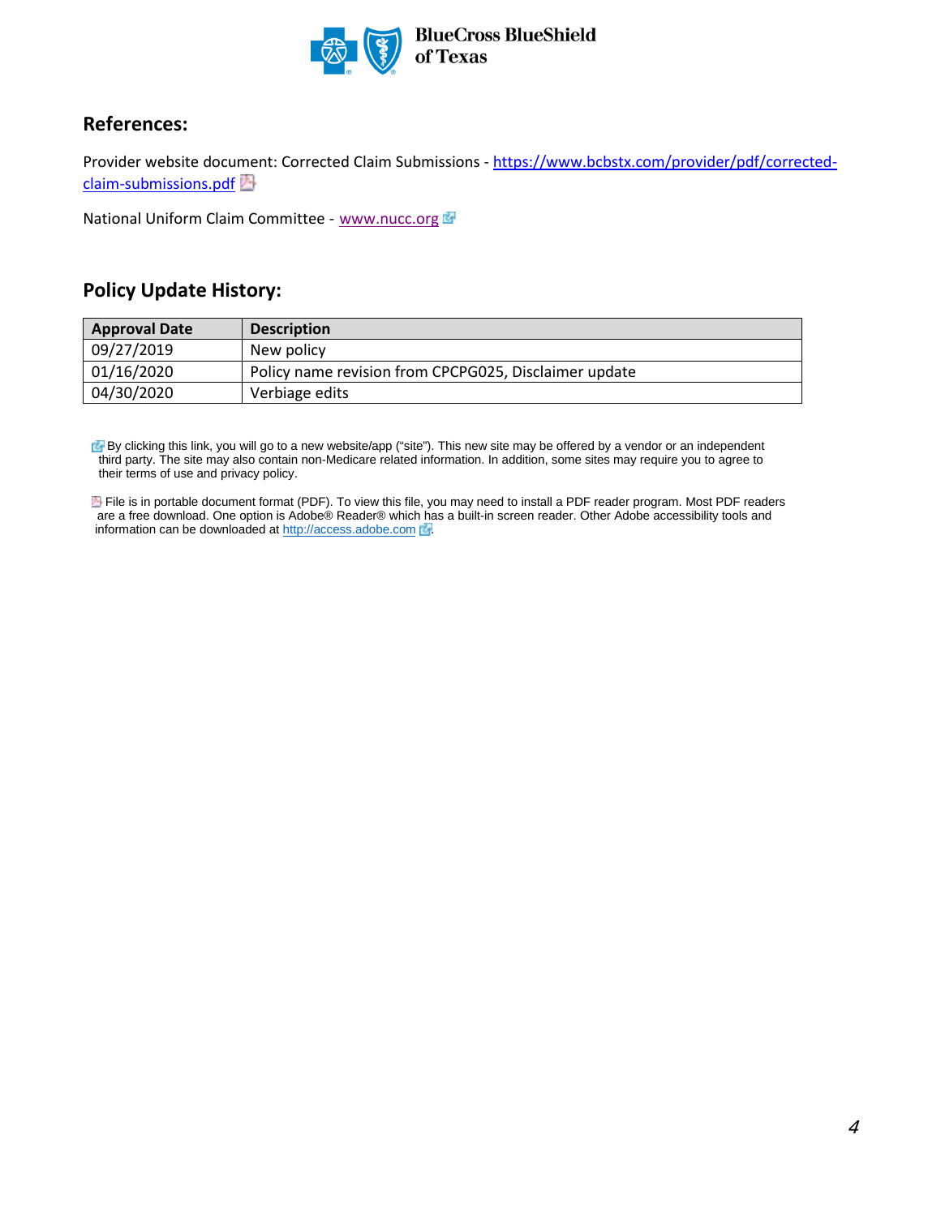## References:

Provider website document: Corrected Claim Submissions - https://www.bcbstx.com/provider/pdf/corrected-claim-submissions.pdf

National Uniform Claim Committee - www.nucc.org

## Policy Update History:

| Approval Date | Description |
|---|---|
| 09/27/2019 | New policy |
| 01/16/2020 | Policy name revision from CPCPG025, Disclaimer update |
| 04/30/2020 | Verbiage edits |

By clicking this link, you will go to a new website/app ("site"). This new site may be offered by a vendor or an independent third party. The site may also contain non-Medicare related information. In addition, some sites may require you to agree to their terms of use and privacy policy.

File is in portable document format (PDF). To view this file, you may need to install a PDF reader program. Most PDF readers are a free download. One option is Adobe® Reader® which has a built-in screen reader. Other Adobe accessibility tools and information can be downloaded at http://access.adobe.com.